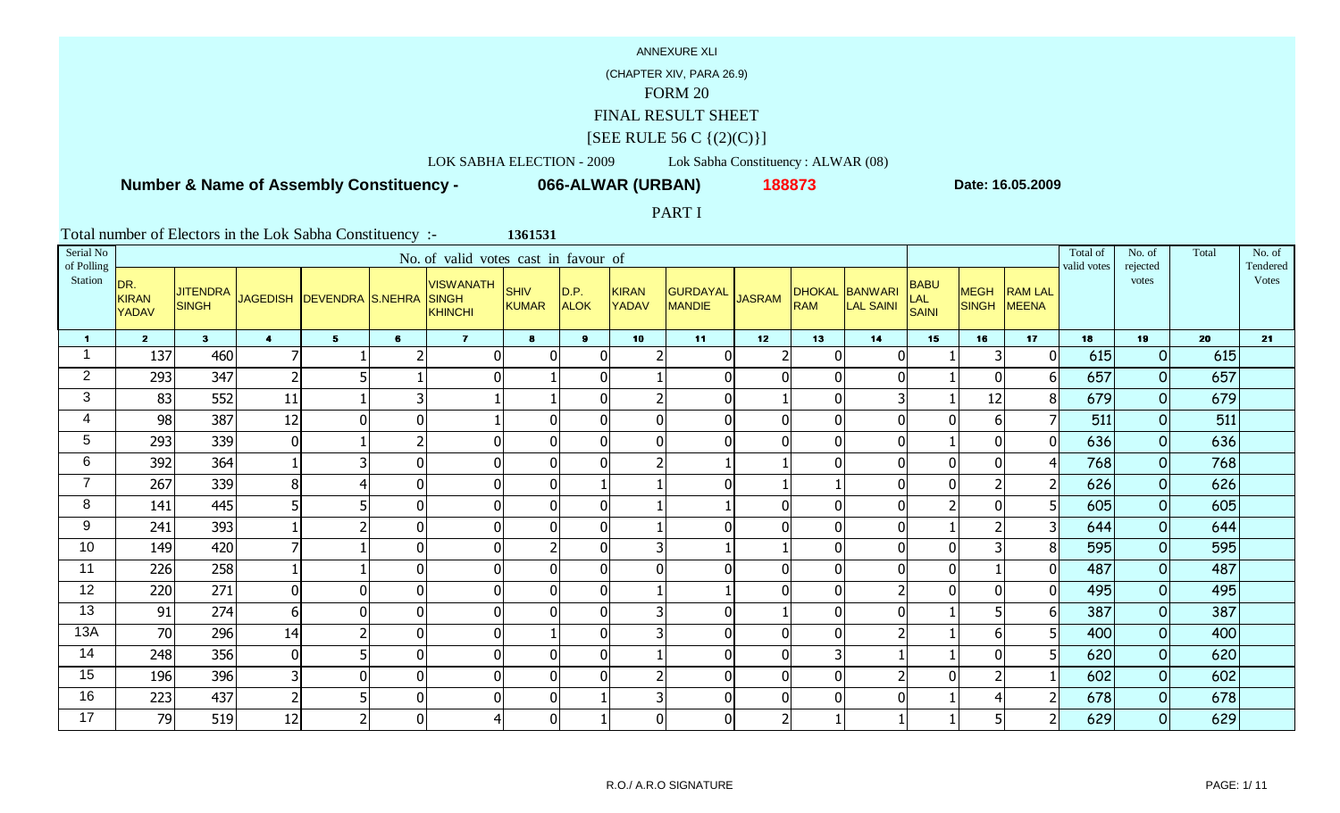ANNEXURE XLI

(CHAPTER XIV, PARA 26.9)

# FORM 20

## FINAL RESULT SHEET

[SEE RULE 56 C {(2)(C)}]

LOK SABHA ELECTION - 2009 Lok Sabha Constituency : ALWAR (08)

**Number & Name of Assembly Constituency - 066-ALWAR (URBAN) 188873 Date: 16.05.2009**

PART I

Total number of Electors in the Lok Sabha Constituency :- 1361531

| Serial No of Polling Station | No. of valid votes cast in favour of | | | | | | | | | | | | | | | | Total of valid votes | No. of rejected votes | Total | No. of Tendered Votes |
|---|---|---|---|---|---|---|---|---|---|---|---|---|---|---|---|---|---|---|---|---|
| | DR. KIRAN YADAV | JITENDRA SINGH | JAGEDISH | DEVENDRA | S.NEHRA | VISWANATH SINGH KHINCHI | SHIV KUMAR | D.P. ALOK | KIRAN YADAV | GURDAYAL MANDIE | JASRAM | DHOKAL RAM | BANWARI LAL SAINI | BABU LAL SAINI | MEGH SINGH | RAM LAL MEENA | | | | |
| 1 | 2 | 3 | 4 | 5 | 6 | 7 | 8 | 9 | 10 | 11 | 12 | 13 | 14 | 15 | 16 | 17 | 18 | 19 | 20 | 21 |
| 1 | 137 | 460 | 7 | 1 | 2 | 0 | 0 | 0 | 2 | 0 | 2 | 0 | 0 | 1 | 3 | 0 | 615 | 0 | 615 | |
| 2 | 293 | 347 | 2 | 5 | 1 | 0 | 1 | 0 | 1 | 0 | 0 | 0 | 0 | 1 | 0 | 6 | 657 | 0 | 657 | |
| 3 | 83 | 552 | 11 | 1 | 3 | 1 | 1 | 0 | 2 | 0 | 1 | 0 | 3 | 1 | 12 | 8 | 679 | 0 | 679 | |
| 4 | 98 | 387 | 12 | 0 | 0 | 1 | 0 | 0 | 0 | 0 | 0 | 0 | 0 | 0 | 6 | 7 | 511 | 0 | 511 | |
| 5 | 293 | 339 | 0 | 1 | 2 | 0 | 0 | 0 | 0 | 0 | 0 | 0 | 0 | 1 | 0 | 0 | 636 | 0 | 636 | |
| 6 | 392 | 364 | 1 | 3 | 0 | 0 | 0 | 0 | 2 | 1 | 1 | 0 | 0 | 0 | 0 | 4 | 768 | 0 | 768 | |
| 7 | 267 | 339 | 8 | 4 | 0 | 0 | 0 | 1 | 1 | 0 | 1 | 1 | 0 | 0 | 2 | 2 | 626 | 0 | 626 | |
| 8 | 141 | 445 | 5 | 5 | 0 | 0 | 0 | 0 | 1 | 1 | 0 | 0 | 0 | 2 | 0 | 5 | 605 | 0 | 605 | |
| 9 | 241 | 393 | 1 | 2 | 0 | 0 | 0 | 0 | 1 | 0 | 0 | 0 | 0 | 1 | 2 | 3 | 644 | 0 | 644 | |
| 10 | 149 | 420 | 7 | 1 | 0 | 0 | 2 | 0 | 3 | 1 | 1 | 0 | 0 | 0 | 3 | 8 | 595 | 0 | 595 | |
| 11 | 226 | 258 | 1 | 1 | 0 | 0 | 0 | 0 | 0 | 0 | 0 | 0 | 0 | 0 | 1 | 0 | 487 | 0 | 487 | |
| 12 | 220 | 271 | 0 | 0 | 0 | 0 | 0 | 0 | 1 | 1 | 0 | 0 | 2 | 0 | 0 | 0 | 495 | 0 | 495 | |
| 13 | 91 | 274 | 6 | 0 | 0 | 0 | 0 | 0 | 3 | 0 | 1 | 0 | 0 | 1 | 5 | 6 | 387 | 0 | 387 | |
| 13A | 70 | 296 | 14 | 2 | 0 | 0 | 1 | 0 | 3 | 0 | 0 | 0 | 2 | 1 | 6 | 5 | 400 | 0 | 400 | |
| 14 | 248 | 356 | 0 | 5 | 0 | 0 | 0 | 0 | 1 | 0 | 0 | 3 | 1 | 1 | 0 | 5 | 620 | 0 | 620 | |
| 15 | 196 | 396 | 3 | 0 | 0 | 0 | 0 | 0 | 2 | 0 | 0 | 0 | 2 | 0 | 2 | 1 | 602 | 0 | 602 | |
| 16 | 223 | 437 | 2 | 5 | 0 | 0 | 0 | 1 | 3 | 0 | 0 | 0 | 0 | 1 | 4 | 2 | 678 | 0 | 678 | |
| 17 | 79 | 519 | 12 | 2 | 0 | 4 | 0 | 1 | 0 | 0 | 2 | 1 | 1 | 1 | 5 | 2 | 629 | 0 | 629 | |

R.O./ A.R.O SIGNATURE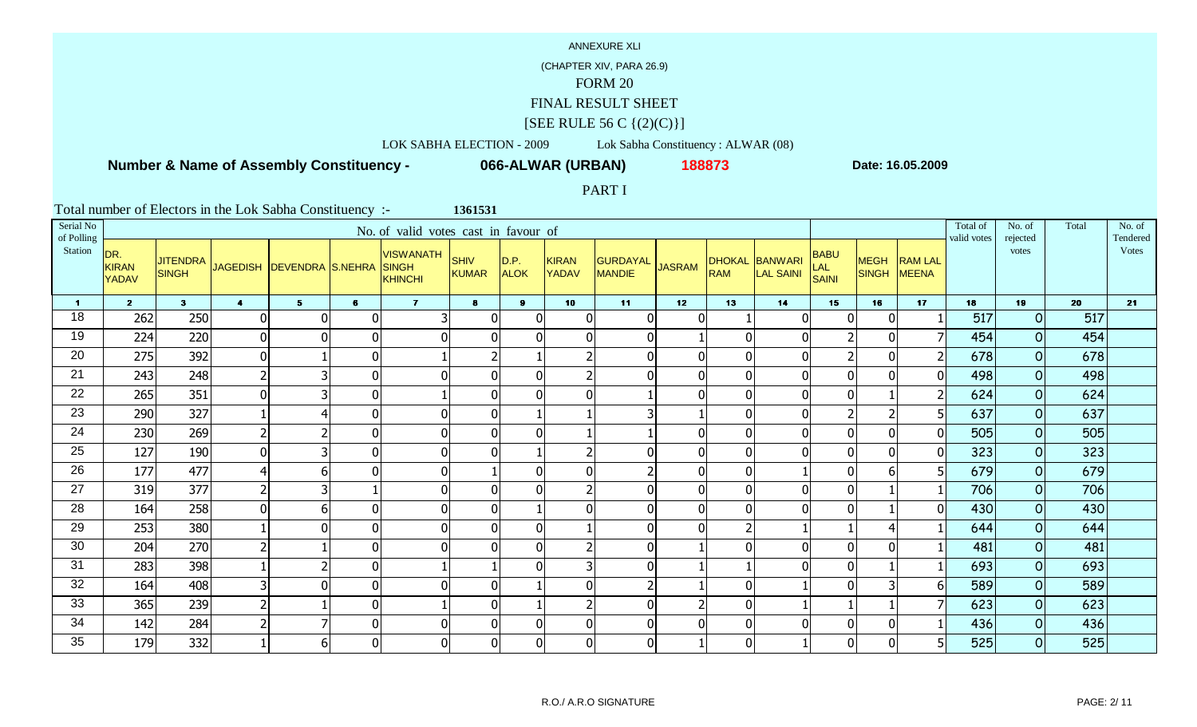ANNEXURE XLI

(CHAPTER XIV, PARA 26.9)

FORM 20

FINAL RESULT SHEET

[SEE RULE 56 C {(2)(C)}]

LOK SABHA ELECTION - 2009 Lok Sabha Constituency : ALWAR (08)

**Number & Name of Assembly Constituency - 066-ALWAR (URBAN) 188873** **Date: 16.05.2009**

PART I

Total number of Electors in the Lok Sabha Constituency :- 1361531

| Serial No of Polling Station | No. of valid votes cast in favour of | | | | | | | | | | | | | | | | Total of valid votes | No. of rejected votes | Total | No. of Tendered Votes |
|---|---|---|---|---|---|---|---|---|---|---|---|---|---|---|---|---|---|---|---|---|
| | DR. KIRAN YADAV | JITENDRA SINGH | JAGEDISH | DEVENDRA | S.NEHRA | VISWANATH SINGH KHINCHI | SHIV KUMAR | D.P. ALOK | KIRAN YADAV | GURDAYAL MANDIE | JASRAM | DHOKAL RAM | BANWARI LAL SAINI | BABU LAL SAINI | MEGH SINGH | RAM LAL MEENA | | | | |
| 1 | 2 | 3 | 4 | 5 | 6 | 7 | 8 | 9 | 10 | 11 | 12 | 13 | 14 | 15 | 16 | 17 | 18 | 19 | 20 | 21 |
| 18 | 262 | 250 | 0 | 0 | 0 | 3 | 0 | 0 | 0 | 0 | 0 | 1 | 0 | 0 | 0 | 1 | 517 | 0 | 517 | |
| 19 | 224 | 220 | 0 | 0 | 0 | 0 | 0 | 0 | 0 | 0 | 1 | 0 | 0 | 2 | 0 | 7 | 454 | 0 | 454 | |
| 20 | 275 | 392 | 0 | 1 | 0 | 1 | 2 | 1 | 2 | 0 | 0 | 0 | 0 | 2 | 0 | 2 | 678 | 0 | 678 | |
| 21 | 243 | 248 | 2 | 3 | 0 | 0 | 0 | 0 | 2 | 0 | 0 | 0 | 0 | 0 | 0 | 0 | 498 | 0 | 498 | |
| 22 | 265 | 351 | 0 | 3 | 0 | 1 | 0 | 0 | 0 | 1 | 0 | 0 | 0 | 0 | 1 | 2 | 624 | 0 | 624 | |
| 23 | 290 | 327 | 1 | 4 | 0 | 0 | 0 | 1 | 1 | 3 | 1 | 0 | 0 | 2 | 2 | 5 | 637 | 0 | 637 | |
| 24 | 230 | 269 | 2 | 2 | 0 | 0 | 0 | 0 | 1 | 1 | 0 | 0 | 0 | 0 | 0 | 0 | 505 | 0 | 505 | |
| 25 | 127 | 190 | 0 | 3 | 0 | 0 | 0 | 1 | 2 | 0 | 0 | 0 | 0 | 0 | 0 | 0 | 323 | 0 | 323 | |
| 26 | 177 | 477 | 4 | 6 | 0 | 0 | 1 | 0 | 0 | 2 | 0 | 0 | 1 | 0 | 6 | 5 | 679 | 0 | 679 | |
| 27 | 319 | 377 | 2 | 3 | 1 | 0 | 0 | 0 | 2 | 0 | 0 | 0 | 0 | 0 | 1 | 1 | 706 | 0 | 706 | |
| 28 | 164 | 258 | 0 | 6 | 0 | 0 | 0 | 1 | 0 | 0 | 0 | 0 | 0 | 0 | 1 | 0 | 430 | 0 | 430 | |
| 29 | 253 | 380 | 1 | 0 | 0 | 0 | 0 | 0 | 1 | 0 | 0 | 2 | 1 | 1 | 4 | 1 | 644 | 0 | 644 | |
| 30 | 204 | 270 | 2 | 1 | 0 | 0 | 0 | 0 | 2 | 0 | 1 | 0 | 0 | 0 | 0 | 1 | 481 | 0 | 481 | |
| 31 | 283 | 398 | 1 | 2 | 0 | 1 | 1 | 0 | 3 | 0 | 1 | 1 | 0 | 0 | 1 | 1 | 693 | 0 | 693 | |
| 32 | 164 | 408 | 3 | 0 | 0 | 0 | 0 | 1 | 0 | 2 | 1 | 0 | 1 | 0 | 3 | 6 | 589 | 0 | 589 | |
| 33 | 365 | 239 | 2 | 1 | 0 | 1 | 0 | 1 | 2 | 0 | 2 | 0 | 1 | 1 | 1 | 7 | 623 | 0 | 623 | |
| 34 | 142 | 284 | 2 | 7 | 0 | 0 | 0 | 0 | 0 | 0 | 0 | 0 | 0 | 0 | 0 | 1 | 436 | 0 | 436 | |
| 35 | 179 | 332 | 1 | 6 | 0 | 0 | 0 | 0 | 0 | 0 | 1 | 0 | 1 | 0 | 0 | 5 | 525 | 0 | 525 | |

R.O./ A.R.O SIGNATURE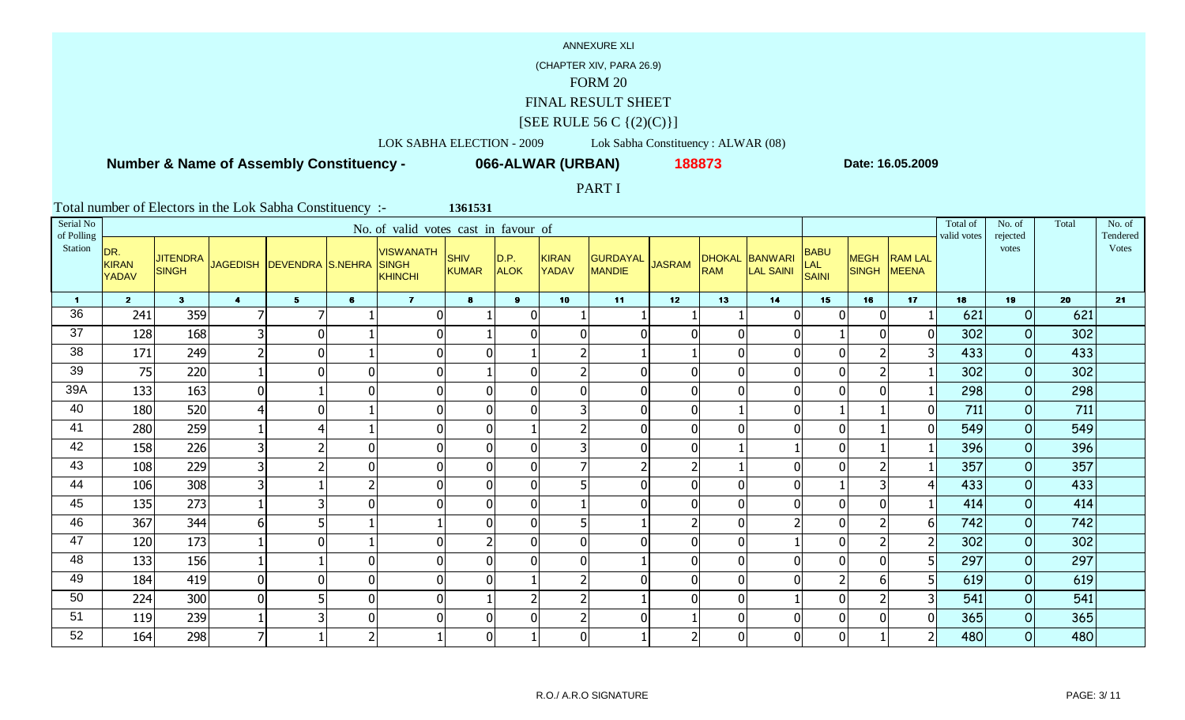ANNEXURE XLI

(CHAPTER XIV, PARA 26.9)

# FORM 20

## FINAL RESULT SHEET

[SEE RULE 56 C {(2)(C)}]

LOK SABHA ELECTION - 2009 Lok Sabha Constituency : ALWAR (08)

**Number & Name of Assembly Constituency - 066-ALWAR (URBAN) 188873** **Date: 16.05.2009**

PART I

Total number of Electors in the Lok Sabha Constituency :- 1361531

| Serial No of Polling Station | No. of valid votes cast in favour of | | | | | | | | | | | | | | | | Total of valid votes | No. of rejected votes | Total | No. of Tendered Votes |
|---|---|---|---|---|---|---|---|---|---|---|---|---|---|---|---|---|---|---|---|---|
| | DR. KIRAN YADAV | JITENDRA SINGH | JAGEDISH | DEVENDRA | S.NEHRA | VISWANATH SINGH KHINCHI | SHIV KUMAR | D.P. ALOK | KIRAN YADAV | GURDAYAL MANDIE | JASRAM | DHOKAL RAM | BANWARI LAL SAINI | BABU LAL SAINI | MEGH SINGH | RAM LAL MEENA | | | | |
| 1 | 2 | 3 | 4 | 5 | 6 | 7 | 8 | 9 | 10 | 11 | 12 | 13 | 14 | 15 | 16 | 17 | 18 | 19 | 20 | 21 |
| 36 | 241 | 359 | 7 | 7 | 1 | 0 | 1 | 0 | 1 | 1 | 1 | 1 | 0 | 0 | 0 | 1 | 621 | 0 | 621 | |
| 37 | 128 | 168 | 3 | 0 | 1 | 0 | 1 | 0 | 0 | 0 | 0 | 0 | 0 | 1 | 0 | 0 | 302 | 0 | 302 | |
| 38 | 171 | 249 | 2 | 0 | 1 | 0 | 0 | 1 | 2 | 1 | 1 | 0 | 0 | 0 | 2 | 3 | 433 | 0 | 433 | |
| 39 | 75 | 220 | 1 | 0 | 0 | 0 | 1 | 0 | 2 | 0 | 0 | 0 | 0 | 0 | 2 | 1 | 302 | 0 | 302 | |
| 39A | 133 | 163 | 0 | 1 | 0 | 0 | 0 | 0 | 0 | 0 | 0 | 0 | 0 | 0 | 0 | 1 | 298 | 0 | 298 | |
| 40 | 180 | 520 | 4 | 0 | 1 | 0 | 0 | 0 | 3 | 0 | 0 | 1 | 0 | 1 | 1 | 0 | 711 | 0 | 711 | |
| 41 | 280 | 259 | 1 | 4 | 1 | 0 | 0 | 1 | 2 | 0 | 0 | 0 | 0 | 0 | 1 | 0 | 549 | 0 | 549 | |
| 42 | 158 | 226 | 3 | 2 | 0 | 0 | 0 | 0 | 3 | 0 | 0 | 1 | 1 | 0 | 1 | 1 | 396 | 0 | 396 | |
| 43 | 108 | 229 | 3 | 2 | 0 | 0 | 0 | 0 | 7 | 2 | 2 | 1 | 0 | 0 | 2 | 1 | 357 | 0 | 357 | |
| 44 | 106 | 308 | 3 | 1 | 2 | 0 | 0 | 0 | 5 | 0 | 0 | 0 | 0 | 1 | 3 | 4 | 433 | 0 | 433 | |
| 45 | 135 | 273 | 1 | 3 | 0 | 0 | 0 | 0 | 1 | 0 | 0 | 0 | 0 | 0 | 0 | 1 | 414 | 0 | 414 | |
| 46 | 367 | 344 | 6 | 5 | 1 | 1 | 0 | 0 | 5 | 1 | 2 | 0 | 2 | 0 | 2 | 6 | 742 | 0 | 742 | |
| 47 | 120 | 173 | 1 | 0 | 1 | 0 | 2 | 0 | 0 | 0 | 0 | 0 | 1 | 0 | 2 | 2 | 302 | 0 | 302 | |
| 48 | 133 | 156 | 1 | 1 | 0 | 0 | 0 | 0 | 0 | 1 | 0 | 0 | 0 | 0 | 0 | 5 | 297 | 0 | 297 | |
| 49 | 184 | 419 | 0 | 0 | 0 | 0 | 0 | 1 | 2 | 0 | 0 | 0 | 0 | 2 | 6 | 5 | 619 | 0 | 619 | |
| 50 | 224 | 300 | 0 | 5 | 0 | 0 | 1 | 2 | 2 | 1 | 0 | 0 | 1 | 0 | 2 | 3 | 541 | 0 | 541 | |
| 51 | 119 | 239 | 1 | 3 | 0 | 0 | 0 | 0 | 2 | 0 | 1 | 0 | 0 | 0 | 0 | 0 | 365 | 0 | 365 | |
| 52 | 164 | 298 | 7 | 1 | 2 | 1 | 0 | 1 | 0 | 1 | 2 | 0 | 0 | 0 | 1 | 2 | 480 | 0 | 480 | |

R.O./ A.R.O SIGNATURE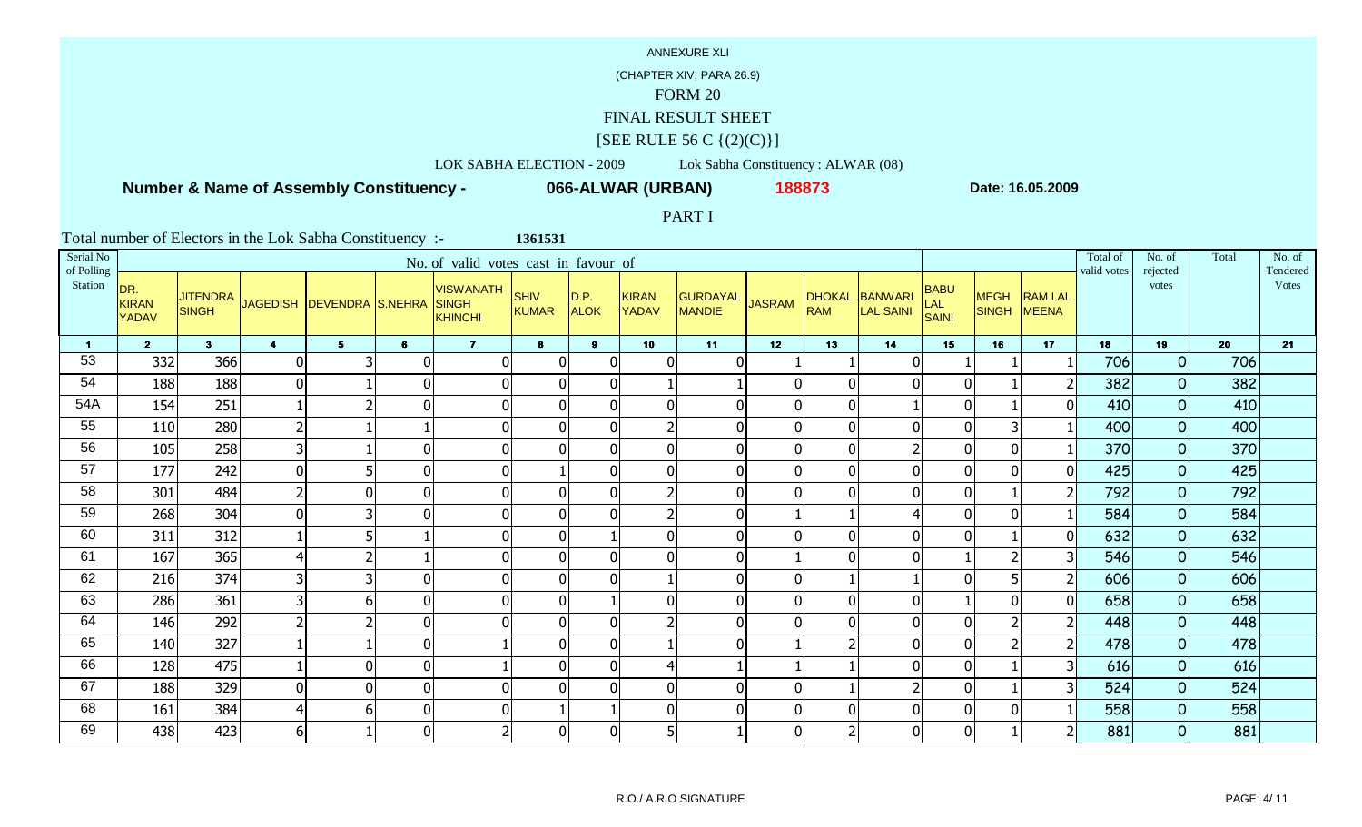ANNEXURE XLI

(CHAPTER XIV, PARA 26.9)

# FORM 20

## FINAL RESULT SHEET

[SEE RULE 56 C {(2)(C)}]

LOK SABHA ELECTION - 2009 Lok Sabha Constituency : ALWAR (08)

**Number & Name of Assembly Constituency - 066-ALWAR (URBAN) 188873** **Date: 16.05.2009**

PART I

Total number of Electors in the Lok Sabha Constituency :- 1361531

| Serial No of Polling Station | No. of valid votes cast in favour of | | | | | | | | | | | | | | | | Total of valid votes | No. of rejected votes | Total | No. of Tendered Votes |
|---|---|---|---|---|---|---|---|---|---|---|---|---|---|---|---|---|---|---|---|---|
| | DR. KIRAN YADAV | JITENDRA SINGH | JAGEDISH | DEVENDRA S.NEHRA | | VISWANATH SINGH KHINCHI | SHIV KUMAR | D.P. ALOK | KIRAN YADAV | GURDAYAL MANDIE | JASRAM | DHOKAL RAM | BANWARI LAL SAINI | BABU LAL SAINI | MEGH SINGH | RAM LAL MEENA | | | | |
| 1 | 2 | 3 | 4 | 5 | 6 | 7 | 8 | 9 | 10 | 11 | 12 | 13 | 14 | 15 | 16 | 17 | 18 | 19 | 20 | 21 |
| 53 | 332 | 366 | 0 | 3 | 0 | 0 | 0 | 0 | 0 | 0 | 1 | 1 | 0 | 1 | 1 | 1 | 706 | 0 | 706 | |
| 54 | 188 | 188 | 0 | 1 | 0 | 0 | 0 | 0 | 1 | 1 | 0 | 0 | 0 | 0 | 1 | 2 | 382 | 0 | 382 | |
| 54A | 154 | 251 | 1 | 2 | 0 | 0 | 0 | 0 | 0 | 0 | 0 | 0 | 1 | 0 | 1 | 0 | 410 | 0 | 410 | |
| 55 | 110 | 280 | 2 | 1 | 1 | 0 | 0 | 0 | 2 | 0 | 0 | 0 | 0 | 0 | 3 | 1 | 400 | 0 | 400 | |
| 56 | 105 | 258 | 3 | 1 | 0 | 0 | 0 | 0 | 0 | 0 | 0 | 0 | 2 | 0 | 0 | 1 | 370 | 0 | 370 | |
| 57 | 177 | 242 | 0 | 5 | 0 | 0 | 1 | 0 | 0 | 0 | 0 | 0 | 0 | 0 | 0 | 0 | 425 | 0 | 425 | |
| 58 | 301 | 484 | 2 | 0 | 0 | 0 | 0 | 0 | 2 | 0 | 0 | 0 | 0 | 0 | 1 | 2 | 792 | 0 | 792 | |
| 59 | 268 | 304 | 0 | 3 | 0 | 0 | 0 | 0 | 2 | 0 | 1 | 1 | 4 | 0 | 0 | 1 | 584 | 0 | 584 | |
| 60 | 311 | 312 | 1 | 5 | 1 | 0 | 0 | 1 | 0 | 0 | 0 | 0 | 0 | 0 | 1 | 0 | 632 | 0 | 632 | |
| 61 | 167 | 365 | 4 | 2 | 1 | 0 | 0 | 0 | 0 | 0 | 1 | 0 | 0 | 1 | 2 | 3 | 546 | 0 | 546 | |
| 62 | 216 | 374 | 3 | 3 | 0 | 0 | 0 | 0 | 1 | 0 | 0 | 1 | 1 | 0 | 5 | 2 | 606 | 0 | 606 | |
| 63 | 286 | 361 | 3 | 6 | 0 | 0 | 0 | 1 | 0 | 0 | 0 | 0 | 0 | 1 | 0 | 0 | 658 | 0 | 658 | |
| 64 | 146 | 292 | 2 | 2 | 0 | 0 | 0 | 0 | 2 | 0 | 0 | 0 | 0 | 0 | 2 | 2 | 448 | 0 | 448 | |
| 65 | 140 | 327 | 1 | 1 | 0 | 1 | 0 | 0 | 1 | 0 | 1 | 2 | 0 | 0 | 2 | 2 | 478 | 0 | 478 | |
| 66 | 128 | 475 | 1 | 0 | 0 | 1 | 0 | 0 | 4 | 1 | 1 | 1 | 0 | 0 | 1 | 3 | 616 | 0 | 616 | |
| 67 | 188 | 329 | 0 | 0 | 0 | 0 | 0 | 0 | 0 | 0 | 0 | 1 | 2 | 0 | 1 | 3 | 524 | 0 | 524 | |
| 68 | 161 | 384 | 4 | 6 | 0 | 0 | 1 | 1 | 0 | 0 | 0 | 0 | 0 | 0 | 0 | 1 | 558 | 0 | 558 | |
| 69 | 438 | 423 | 6 | 1 | 0 | 2 | 0 | 0 | 5 | 1 | 0 | 2 | 0 | 0 | 1 | 2 | 881 | 0 | 881 | |

R.O./ A.R.O SIGNATURE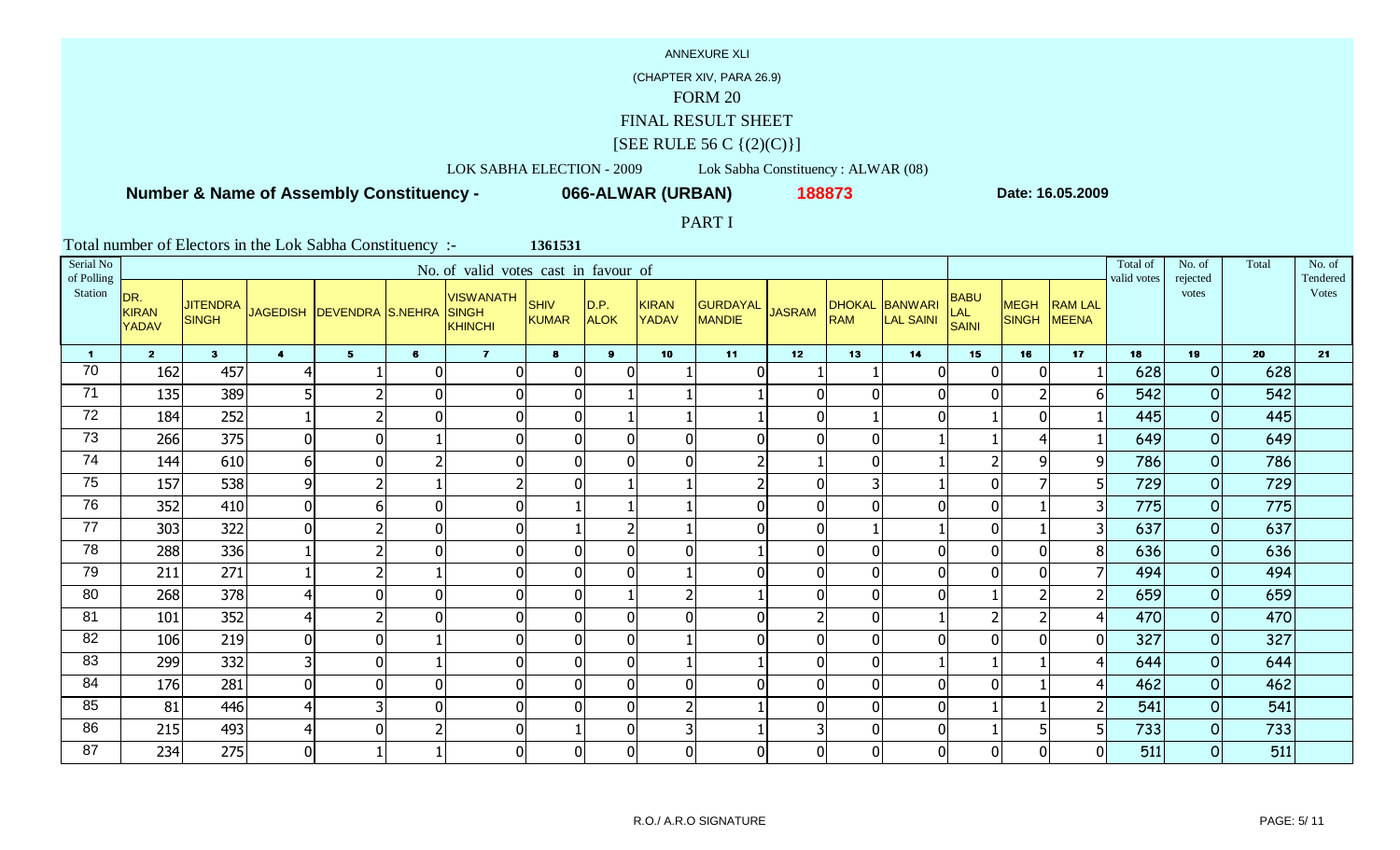ANNEXURE XLI

(CHAPTER XIV, PARA 26.9)

# FORM 20

## FINAL RESULT SHEET

[SEE RULE 56 C {(2)(C)}]

LOK SABHA ELECTION - 2009 Lok Sabha Constituency : ALWAR (08)

**Number & Name of Assembly Constituency - 066-ALWAR (URBAN) 188873** **Date: 16.05.2009**

PART I

Total number of Electors in the Lok Sabha Constituency :- **1361531**

| Serial No of Polling Station | No. of valid votes cast in favour of | | | | | | | | | | | | | | | | Total of valid votes | No. of rejected votes | Total | No. of Tendered Votes |
|---|---|---|---|---|---|---|---|---|---|---|---|---|---|---|---|---|---|---|---|---|
| | DR. KIRAN YADAV | JITENDRA SINGH | JAGEDISH | DEVENDRA | S.NEHRA | VISWANATH SINGH KHINCHI | SHIV KUMAR | D.P. ALOK | KIRAN YADAV | GURDAYAL MANDIE | JASRAM | DHOKAL RAM | BANWARI LAL SAINI | BABU LAL SAINI | MEGH SINGH | RAM LAL MEENA | | | | |
| 1 | 2 | 3 | 4 | 5 | 6 | 7 | 8 | 9 | 10 | 11 | 12 | 13 | 14 | 15 | 16 | 17 | 18 | 19 | 20 | 21 |
| 70 | 162 | 457 | 4 | 1 | 0 | 0 | 0 | 0 | 1 | 0 | 1 | 1 | 0 | 0 | 0 | 1 | 628 | 0 | 628 | |
| 71 | 135 | 389 | 5 | 2 | 0 | 0 | 0 | 1 | 1 | 1 | 0 | 0 | 0 | 0 | 2 | 6 | 542 | 0 | 542 | |
| 72 | 184 | 252 | 1 | 2 | 0 | 0 | 0 | 1 | 1 | 1 | 0 | 1 | 0 | 1 | 0 | 1 | 445 | 0 | 445 | |
| 73 | 266 | 375 | 0 | 0 | 1 | 0 | 0 | 0 | 0 | 0 | 0 | 0 | 1 | 1 | 4 | 1 | 649 | 0 | 649 | |
| 74 | 144 | 610 | 6 | 0 | 2 | 0 | 0 | 0 | 0 | 2 | 1 | 0 | 1 | 2 | 9 | 9 | 786 | 0 | 786 | |
| 75 | 157 | 538 | 9 | 2 | 1 | 2 | 0 | 1 | 1 | 2 | 0 | 3 | 1 | 0 | 7 | 5 | 729 | 0 | 729 | |
| 76 | 352 | 410 | 0 | 6 | 0 | 0 | 1 | 1 | 1 | 0 | 0 | 0 | 0 | 0 | 1 | 3 | 775 | 0 | 775 | |
| 77 | 303 | 322 | 0 | 2 | 0 | 0 | 1 | 2 | 1 | 0 | 0 | 1 | 1 | 0 | 1 | 3 | 637 | 0 | 637 | |
| 78 | 288 | 336 | 1 | 2 | 0 | 0 | 0 | 0 | 0 | 1 | 0 | 0 | 0 | 0 | 0 | 8 | 636 | 0 | 636 | |
| 79 | 211 | 271 | 1 | 2 | 1 | 0 | 0 | 0 | 1 | 0 | 0 | 0 | 0 | 0 | 0 | 7 | 494 | 0 | 494 | |
| 80 | 268 | 378 | 4 | 0 | 0 | 0 | 0 | 1 | 2 | 1 | 0 | 0 | 0 | 1 | 2 | 2 | 659 | 0 | 659 | |
| 81 | 101 | 352 | 4 | 2 | 0 | 0 | 0 | 0 | 0 | 0 | 2 | 0 | 1 | 2 | 2 | 4 | 470 | 0 | 470 | |
| 82 | 106 | 219 | 0 | 0 | 1 | 0 | 0 | 0 | 1 | 0 | 0 | 0 | 0 | 0 | 0 | 0 | 327 | 0 | 327 | |
| 83 | 299 | 332 | 3 | 0 | 1 | 0 | 0 | 0 | 1 | 1 | 0 | 0 | 1 | 1 | 1 | 4 | 644 | 0 | 644 | |
| 84 | 176 | 281 | 0 | 0 | 0 | 0 | 0 | 0 | 0 | 0 | 0 | 0 | 0 | 0 | 1 | 4 | 462 | 0 | 462 | |
| 85 | 81 | 446 | 4 | 3 | 0 | 0 | 0 | 0 | 2 | 1 | 0 | 0 | 0 | 1 | 1 | 2 | 541 | 0 | 541 | |
| 86 | 215 | 493 | 4 | 0 | 2 | 0 | 1 | 0 | 3 | 1 | 3 | 0 | 0 | 1 | 5 | 5 | 733 | 0 | 733 | |
| 87 | 234 | 275 | 0 | 1 | 1 | 0 | 0 | 0 | 0 | 0 | 0 | 0 | 0 | 0 | 0 | 0 | 511 | 0 | 511 | |

R.O./ A.R.O SIGNATURE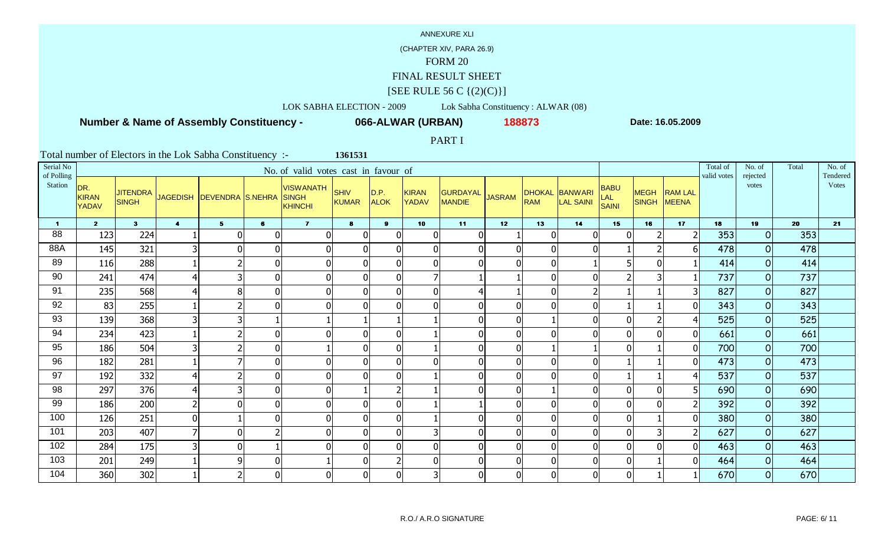ANNEXURE XLI

(CHAPTER XIV, PARA 26.9)

FORM 20

FINAL RESULT SHEET

[SEE RULE 56 C {(2)(C)}]

LOK SABHA ELECTION - 2009 Lok Sabha Constituency : ALWAR (08)

**Number & Name of Assembly Constituency - 066-ALWAR (URBAN) 188873** Date: 16.05.2009

PART I

Total number of Electors in the Lok Sabha Constituency :- 1361531

| Serial No of Polling Station | No. of valid votes cast in favour of | | | | | | | | | | | | | | | | Total of valid votes | No. of rejected votes | Total | No. of Tendered Votes |
|---|---|---|---|---|---|---|---|---|---|---|---|---|---|---|---|---|---|---|---|---|
| | DR. KIRAN YADAV | JITENDRA SINGH | JAGEDISH | DEVENDRA | S.NEHRA | VISWANATH SINGH KHINCHI | SHIV KUMAR | D.P. ALOK | KIRAN YADAV | GURDAYAL MANDIE | JASRAM | DHOKAL RAM | BANWARI LAL SAINI | BABU LAL SAINI | MEGH SINGH | RAM LAL MEENA | | | | |
| 1 | 2 | 3 | 4 | 5 | 6 | 7 | 8 | 9 | 10 | 11 | 12 | 13 | 14 | 15 | 16 | 17 | 18 | 19 | 20 | 21 |
| 88 | 123 | 224 | 1 | 0 | 0 | 0 | 0 | 0 | 0 | 0 | 1 | 0 | 0 | 0 | 2 | 2 | 353 | 0 | 353 | |
| 88A | 145 | 321 | 3 | 0 | 0 | 0 | 0 | 0 | 0 | 0 | 0 | 0 | 0 | 1 | 2 | 6 | 478 | 0 | 478 | |
| 89 | 116 | 288 | 1 | 2 | 0 | 0 | 0 | 0 | 0 | 0 | 0 | 0 | 1 | 5 | 0 | 1 | 414 | 0 | 414 | |
| 90 | 241 | 474 | 4 | 3 | 0 | 0 | 0 | 0 | 7 | 1 | 1 | 0 | 0 | 2 | 3 | 1 | 737 | 0 | 737 | |
| 91 | 235 | 568 | 4 | 8 | 0 | 0 | 0 | 0 | 0 | 4 | 1 | 0 | 2 | 1 | 1 | 3 | 827 | 0 | 827 | |
| 92 | 83 | 255 | 1 | 2 | 0 | 0 | 0 | 0 | 0 | 0 | 0 | 0 | 0 | 1 | 1 | 0 | 343 | 0 | 343 | |
| 93 | 139 | 368 | 3 | 3 | 1 | 1 | 1 | 1 | 1 | 0 | 0 | 1 | 0 | 0 | 2 | 4 | 525 | 0 | 525 | |
| 94 | 234 | 423 | 1 | 2 | 0 | 0 | 0 | 0 | 1 | 0 | 0 | 0 | 0 | 0 | 0 | 0 | 661 | 0 | 661 | |
| 95 | 186 | 504 | 3 | 2 | 0 | 1 | 0 | 0 | 1 | 0 | 0 | 1 | 1 | 0 | 1 | 0 | 700 | 0 | 700 | |
| 96 | 182 | 281 | 1 | 7 | 0 | 0 | 0 | 0 | 0 | 0 | 0 | 0 | 0 | 1 | 1 | 0 | 473 | 0 | 473 | |
| 97 | 192 | 332 | 4 | 2 | 0 | 0 | 0 | 0 | 1 | 0 | 0 | 0 | 0 | 1 | 1 | 4 | 537 | 0 | 537 | |
| 98 | 297 | 376 | 4 | 3 | 0 | 0 | 1 | 2 | 1 | 0 | 0 | 1 | 0 | 0 | 0 | 5 | 690 | 0 | 690 | |
| 99 | 186 | 200 | 2 | 0 | 0 | 0 | 0 | 0 | 1 | 1 | 0 | 0 | 0 | 0 | 0 | 2 | 392 | 0 | 392 | |
| 100 | 126 | 251 | 0 | 1 | 0 | 0 | 0 | 0 | 1 | 0 | 0 | 0 | 0 | 0 | 1 | 0 | 380 | 0 | 380 | |
| 101 | 203 | 407 | 7 | 0 | 2 | 0 | 0 | 0 | 3 | 0 | 0 | 0 | 0 | 0 | 3 | 2 | 627 | 0 | 627 | |
| 102 | 284 | 175 | 3 | 0 | 1 | 0 | 0 | 0 | 0 | 0 | 0 | 0 | 0 | 0 | 0 | 0 | 463 | 0 | 463 | |
| 103 | 201 | 249 | 1 | 9 | 0 | 1 | 0 | 2 | 0 | 0 | 0 | 0 | 0 | 0 | 1 | 0 | 464 | 0 | 464 | |
| 104 | 360 | 302 | 1 | 2 | 0 | 0 | 0 | 0 | 3 | 0 | 0 | 0 | 0 | 0 | 1 | 1 | 670 | 0 | 670 | |

R.O./ A.R.O SIGNATURE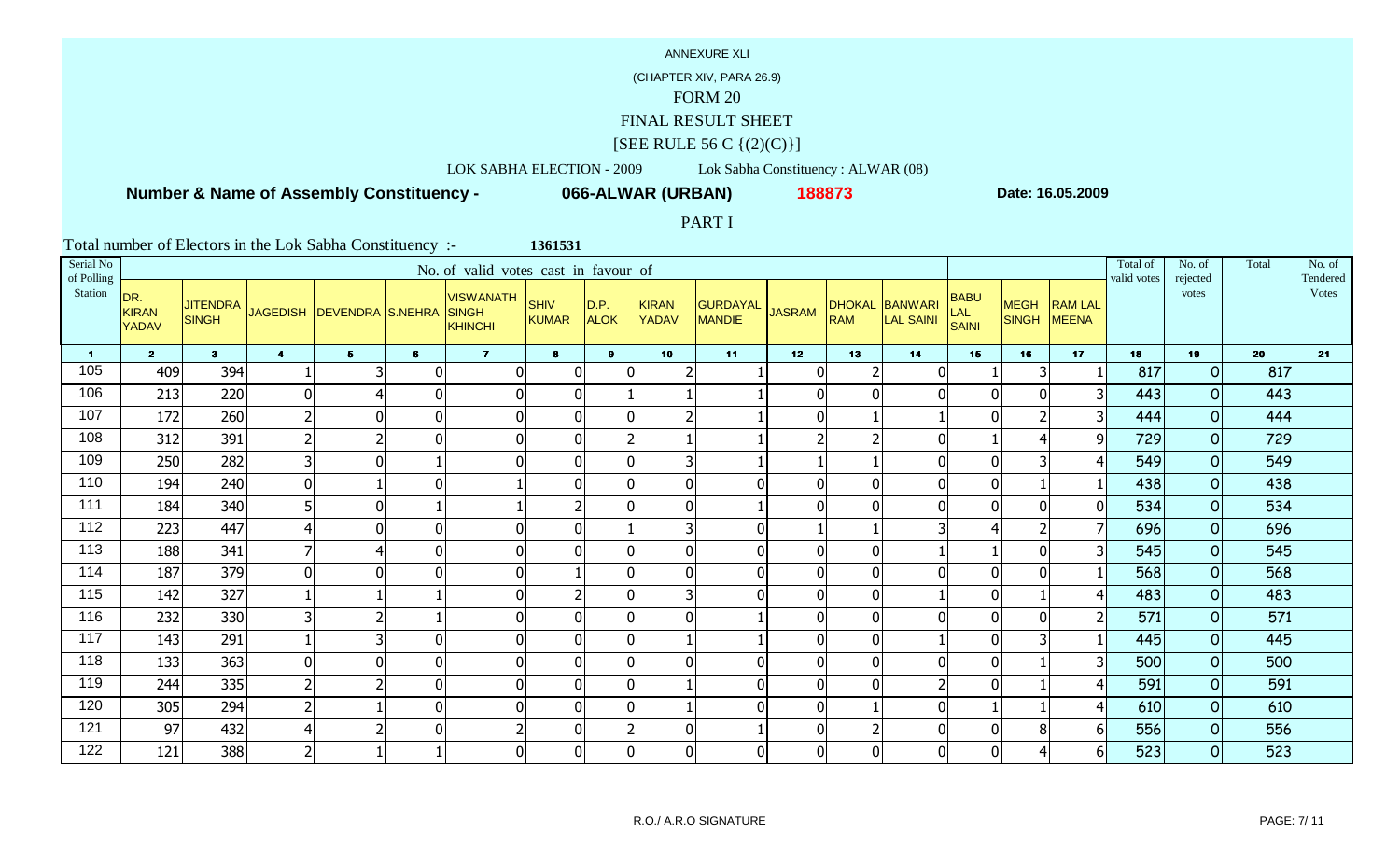ANNEXURE XLI

(CHAPTER XIV, PARA 26.9)

# FORM 20

## FINAL RESULT SHEET

[SEE RULE 56 C {(2)(C)}]

LOK SABHA ELECTION - 2009 Lok Sabha Constituency : ALWAR (08)

**Number & Name of Assembly Constituency - 066-ALWAR (URBAN) 188873** **Date: 16.05.2009**

PART I

Total number of Electors in the Lok Sabha Constituency :- 1361531

| Serial No of Polling Station | No. of valid votes cast in favour of | | | | | | | | | | | | | | | | Total of valid votes | No. of rejected votes | Total | No. of Tendered Votes |
|---|---|---|---|---|---|---|---|---|---|---|---|---|---|---|---|---|---|---|---|---|
| | DR. KIRAN YADAV | JITENDRA SINGH | JAGEDISH | DEVENDRA | S.NEHRA | VISWANATH SINGH KHINCHI | SHIV KUMAR | D.P. ALOK | KIRAN YADAV | GURDAYAL MANDIE | JASRAM | DHOKAL RAM | BANWARI LAL SAINI | BABU LAL SAINI | MEGH SINGH | RAM LAL MEENA | | | | |
| 1 | 2 | 3 | 4 | 5 | 6 | 7 | 8 | 9 | 10 | 11 | 12 | 13 | 14 | 15 | 16 | 17 | 18 | 19 | 20 | 21 |
| 105 | 409 | 394 | 1 | 3 | 0 | 0 | 0 | 0 | 2 | 1 | 0 | 2 | 0 | 1 | 3 | 1 | 817 | 0 | 817 | |
| 106 | 213 | 220 | 0 | 4 | 0 | 0 | 0 | 1 | 1 | 1 | 0 | 0 | 0 | 0 | 0 | 3 | 443 | 0 | 443 | |
| 107 | 172 | 260 | 2 | 0 | 0 | 0 | 0 | 0 | 2 | 1 | 0 | 1 | 1 | 0 | 2 | 3 | 444 | 0 | 444 | |
| 108 | 312 | 391 | 2 | 2 | 0 | 0 | 0 | 2 | 1 | 1 | 2 | 2 | 0 | 1 | 4 | 9 | 729 | 0 | 729 | |
| 109 | 250 | 282 | 3 | 0 | 1 | 0 | 0 | 0 | 3 | 1 | 1 | 1 | 0 | 0 | 3 | 4 | 549 | 0 | 549 | |
| 110 | 194 | 240 | 0 | 1 | 0 | 1 | 0 | 0 | 0 | 0 | 0 | 0 | 0 | 0 | 1 | 1 | 438 | 0 | 438 | |
| 111 | 184 | 340 | 5 | 0 | 1 | 1 | 2 | 0 | 0 | 1 | 0 | 0 | 0 | 0 | 0 | 0 | 534 | 0 | 534 | |
| 112 | 223 | 447 | 4 | 0 | 0 | 0 | 0 | 1 | 3 | 0 | 1 | 1 | 3 | 4 | 2 | 7 | 696 | 0 | 696 | |
| 113 | 188 | 341 | 7 | 4 | 0 | 0 | 0 | 0 | 0 | 0 | 0 | 0 | 1 | 1 | 0 | 3 | 545 | 0 | 545 | |
| 114 | 187 | 379 | 0 | 0 | 0 | 0 | 1 | 0 | 0 | 0 | 0 | 0 | 0 | 0 | 0 | 1 | 568 | 0 | 568 | |
| 115 | 142 | 327 | 1 | 1 | 1 | 0 | 2 | 0 | 3 | 0 | 0 | 0 | 1 | 0 | 1 | 4 | 483 | 0 | 483 | |
| 116 | 232 | 330 | 3 | 2 | 1 | 0 | 0 | 0 | 0 | 1 | 0 | 0 | 0 | 0 | 0 | 2 | 571 | 0 | 571 | |
| 117 | 143 | 291 | 1 | 3 | 0 | 0 | 0 | 0 | 1 | 1 | 0 | 0 | 1 | 0 | 3 | 1 | 445 | 0 | 445 | |
| 118 | 133 | 363 | 0 | 0 | 0 | 0 | 0 | 0 | 0 | 0 | 0 | 0 | 0 | 0 | 1 | 3 | 500 | 0 | 500 | |
| 119 | 244 | 335 | 2 | 2 | 0 | 0 | 0 | 0 | 1 | 0 | 0 | 0 | 2 | 0 | 1 | 4 | 591 | 0 | 591 | |
| 120 | 305 | 294 | 2 | 1 | 0 | 0 | 0 | 0 | 1 | 0 | 0 | 1 | 0 | 1 | 1 | 4 | 610 | 0 | 610 | |
| 121 | 97 | 432 | 4 | 2 | 0 | 2 | 0 | 2 | 0 | 1 | 0 | 2 | 0 | 0 | 8 | 6 | 556 | 0 | 556 | |
| 122 | 121 | 388 | 2 | 1 | 1 | 0 | 0 | 0 | 0 | 0 | 0 | 0 | 0 | 0 | 4 | 6 | 523 | 0 | 523 | |

R.O./ A.R.O SIGNATURE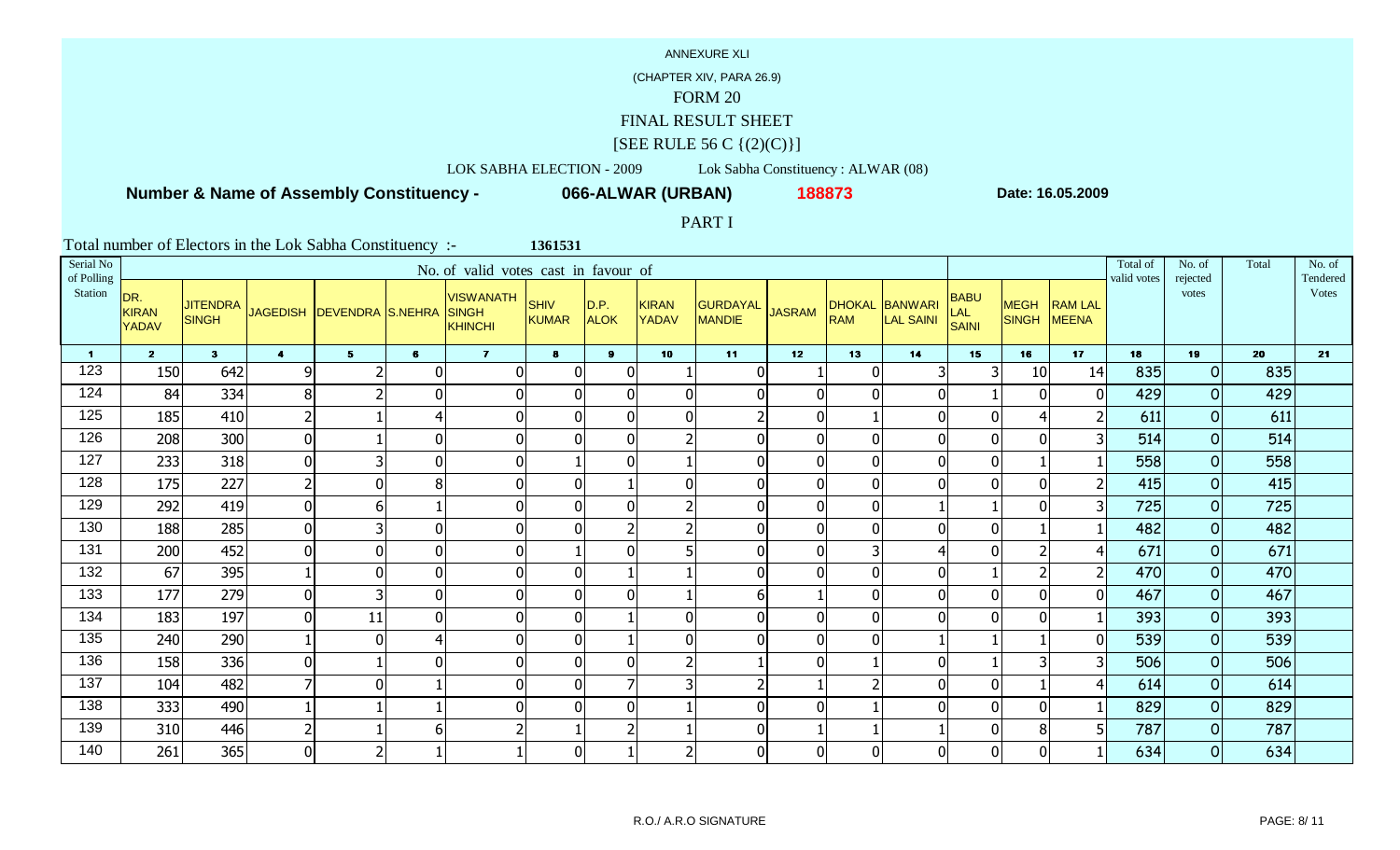ANNEXURE XLI

(CHAPTER XIV, PARA 26.9)

# FORM 20

## FINAL RESULT SHEET

[SEE RULE 56 C {(2)(C)}]

LOK SABHA ELECTION - 2009 Lok Sabha Constituency : ALWAR (08)

**Number & Name of Assembly Constituency - 066-ALWAR (URBAN) 188873** Date: 16.05.2009

PART I

Total number of Electors in the Lok Sabha Constituency :- 1361531

| Serial No of Polling Station | No. of valid votes cast in favour of | | | | | | | | | | | | | | | | Total of valid votes | No. of rejected votes | Total | No. of Tendered Votes |
|---|---|---|---|---|---|---|---|---|---|---|---|---|---|---|---|---|---|---|---|---|
| | DR. KIRAN YADAV | JITENDRA SINGH | JAGEDISH | DEVENDRA | S.NEHRA | VISWANATH SINGH KHINCHI | SHIV KUMAR | D.P. ALOK | KIRAN YADAV | GURDAYAL MANDIE | JASRAM | DHOKAL RAM | BANWARI LAL SAINI | BABU LAL SAINI | MEGH SINGH | RAM LAL MEENA | | | | |
| 1 | 2 | 3 | 4 | 5 | 6 | 7 | 8 | 9 | 10 | 11 | 12 | 13 | 14 | 15 | 16 | 17 | 18 | 19 | 20 | 21 |
| 123 | 150 | 642 | 9 | 2 | 0 | 0 | 0 | 0 | 1 | 0 | 1 | 0 | 3 | 3 | 10 | 14 | 835 | 0 | 835 | |
| 124 | 84 | 334 | 8 | 2 | 0 | 0 | 0 | 0 | 0 | 0 | 0 | 0 | 0 | 1 | 0 | 0 | 429 | 0 | 429 | |
| 125 | 185 | 410 | 2 | 1 | 4 | 0 | 0 | 0 | 0 | 2 | 0 | 1 | 0 | 0 | 4 | 2 | 611 | 0 | 611 | |
| 126 | 208 | 300 | 0 | 1 | 0 | 0 | 0 | 0 | 2 | 0 | 0 | 0 | 0 | 0 | 0 | 3 | 514 | 0 | 514 | |
| 127 | 233 | 318 | 0 | 3 | 0 | 0 | 1 | 0 | 1 | 0 | 0 | 0 | 0 | 0 | 1 | 1 | 558 | 0 | 558 | |
| 128 | 175 | 227 | 2 | 0 | 8 | 0 | 0 | 1 | 0 | 0 | 0 | 0 | 0 | 0 | 0 | 2 | 415 | 0 | 415 | |
| 129 | 292 | 419 | 0 | 6 | 1 | 0 | 0 | 0 | 2 | 0 | 0 | 0 | 1 | 1 | 0 | 3 | 725 | 0 | 725 | |
| 130 | 188 | 285 | 0 | 3 | 0 | 0 | 0 | 2 | 2 | 0 | 0 | 0 | 0 | 0 | 1 | 1 | 482 | 0 | 482 | |
| 131 | 200 | 452 | 0 | 0 | 0 | 0 | 1 | 0 | 5 | 0 | 0 | 3 | 4 | 0 | 2 | 4 | 671 | 0 | 671 | |
| 132 | 67 | 395 | 1 | 0 | 0 | 0 | 0 | 1 | 1 | 0 | 0 | 0 | 0 | 1 | 2 | 2 | 470 | 0 | 470 | |
| 133 | 177 | 279 | 0 | 3 | 0 | 0 | 0 | 0 | 1 | 6 | 1 | 0 | 0 | 0 | 0 | 0 | 467 | 0 | 467 | |
| 134 | 183 | 197 | 0 | 11 | 0 | 0 | 0 | 1 | 0 | 0 | 0 | 0 | 0 | 0 | 0 | 1 | 393 | 0 | 393 | |
| 135 | 240 | 290 | 1 | 0 | 4 | 0 | 0 | 1 | 0 | 0 | 0 | 0 | 1 | 1 | 1 | 0 | 539 | 0 | 539 | |
| 136 | 158 | 336 | 0 | 1 | 0 | 0 | 0 | 0 | 2 | 1 | 0 | 1 | 0 | 1 | 3 | 3 | 506 | 0 | 506 | |
| 137 | 104 | 482 | 7 | 0 | 1 | 0 | 0 | 7 | 3 | 2 | 1 | 2 | 0 | 0 | 1 | 4 | 614 | 0 | 614 | |
| 138 | 333 | 490 | 1 | 1 | 1 | 0 | 0 | 0 | 1 | 0 | 0 | 1 | 0 | 0 | 0 | 1 | 829 | 0 | 829 | |
| 139 | 310 | 446 | 2 | 1 | 6 | 2 | 1 | 2 | 1 | 0 | 1 | 1 | 1 | 0 | 8 | 5 | 787 | 0 | 787 | |
| 140 | 261 | 365 | 0 | 2 | 1 | 1 | 0 | 1 | 2 | 0 | 0 | 0 | 0 | 0 | 0 | 1 | 634 | 0 | 634 | |

R.O./ A.R.O SIGNATURE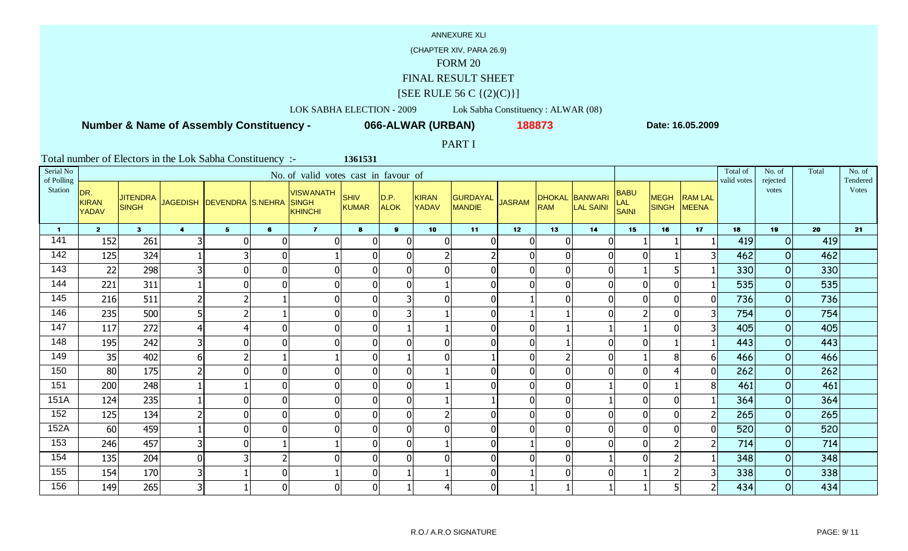ANNEXURE XLI

(CHAPTER XIV, PARA 26.9)

# FORM 20

## FINAL RESULT SHEET

[SEE RULE 56 C {(2)(C)}]

LOK SABHA ELECTION - 2009 Lok Sabha Constituency : ALWAR (08)

**Number & Name of Assembly Constituency - 066-ALWAR (URBAN) 188873** Date: 16.05.2009

PART I

Total number of Electors in the Lok Sabha Constituency :- 1361531

| Serial No of Polling Station | No. of valid votes cast in favour of | | | | | | | | | | | | | | | | Total of valid votes | No. of rejected votes | Total | No. of Tendered Votes |
|---|---|---|---|---|---|---|---|---|---|---|---|---|---|---|---|---|---|---|---|---|
| | DR. KIRAN YADAV | JITENDRA SINGH | JAGDISH | DEVENDRA | S.NEHRA | VISWANATH SINGH KHINCHI | SHIV KUMAR | D.P. ALOK | KIRAN YADAV | GURDAYAL MANDIE | JASRAM | DHOKAL RAM | BANWARI LAL SAINI | BABU LAL SAINI | MEGH SINGH | RAM LAL MEENA | | | | |
| 1 | 2 | 3 | 4 | 5 | 6 | 7 | 8 | 9 | 10 | 11 | 12 | 13 | 14 | 15 | 16 | 17 | 18 | 19 | 20 | 21 |
| 141 | 152 | 261 | 3 | 0 | 0 | 0 | 0 | 0 | 0 | 0 | 0 | 0 | 0 | 1 | 1 | 1 | 419 | 0 | 419 | |
| 142 | 125 | 324 | 1 | 3 | 0 | 1 | 0 | 0 | 2 | 2 | 0 | 0 | 0 | 0 | 1 | 3 | 462 | 0 | 462 | |
| 143 | 22 | 298 | 3 | 0 | 0 | 0 | 0 | 0 | 0 | 0 | 0 | 0 | 0 | 1 | 5 | 1 | 330 | 0 | 330 | |
| 144 | 221 | 311 | 1 | 0 | 0 | 0 | 0 | 0 | 1 | 0 | 0 | 0 | 0 | 0 | 0 | 1 | 535 | 0 | 535 | |
| 145 | 216 | 511 | 2 | 2 | 1 | 0 | 0 | 3 | 0 | 0 | 1 | 0 | 0 | 0 | 0 | 0 | 736 | 0 | 736 | |
| 146 | 235 | 500 | 5 | 2 | 1 | 0 | 0 | 3 | 1 | 0 | 1 | 1 | 0 | 2 | 0 | 3 | 754 | 0 | 754 | |
| 147 | 117 | 272 | 4 | 4 | 0 | 0 | 0 | 1 | 1 | 0 | 0 | 1 | 1 | 1 | 0 | 3 | 405 | 0 | 405 | |
| 148 | 195 | 242 | 3 | 0 | 0 | 0 | 0 | 0 | 0 | 0 | 0 | 1 | 0 | 0 | 1 | 1 | 443 | 0 | 443 | |
| 149 | 35 | 402 | 6 | 2 | 1 | 1 | 0 | 1 | 0 | 1 | 0 | 2 | 0 | 1 | 8 | 6 | 466 | 0 | 466 | |
| 150 | 80 | 175 | 2 | 0 | 0 | 0 | 0 | 0 | 1 | 0 | 0 | 0 | 0 | 0 | 4 | 0 | 262 | 0 | 262 | |
| 151 | 200 | 248 | 1 | 1 | 0 | 0 | 0 | 0 | 1 | 0 | 0 | 0 | 1 | 0 | 1 | 8 | 461 | 0 | 461 | |
| 151A | 124 | 235 | 1 | 0 | 0 | 0 | 0 | 0 | 1 | 1 | 0 | 0 | 1 | 0 | 0 | 1 | 364 | 0 | 364 | |
| 152 | 125 | 134 | 2 | 0 | 0 | 0 | 0 | 0 | 2 | 0 | 0 | 0 | 0 | 0 | 0 | 2 | 265 | 0 | 265 | |
| 152A | 60 | 459 | 1 | 0 | 0 | 0 | 0 | 0 | 0 | 0 | 0 | 0 | 0 | 0 | 0 | 0 | 520 | 0 | 520 | |
| 153 | 246 | 457 | 3 | 0 | 1 | 1 | 0 | 0 | 1 | 0 | 1 | 0 | 0 | 0 | 2 | 2 | 714 | 0 | 714 | |
| 154 | 135 | 204 | 0 | 3 | 2 | 0 | 0 | 0 | 0 | 0 | 0 | 0 | 1 | 0 | 2 | 1 | 348 | 0 | 348 | |
| 155 | 154 | 170 | 3 | 1 | 0 | 1 | 0 | 1 | 1 | 0 | 1 | 0 | 0 | 1 | 2 | 3 | 338 | 0 | 338 | |
| 156 | 149 | 265 | 3 | 1 | 0 | 0 | 0 | 1 | 4 | 0 | 1 | 1 | 1 | 1 | 5 | 2 | 434 | 0 | 434 | |

R.O./ A.R.O SIGNATURE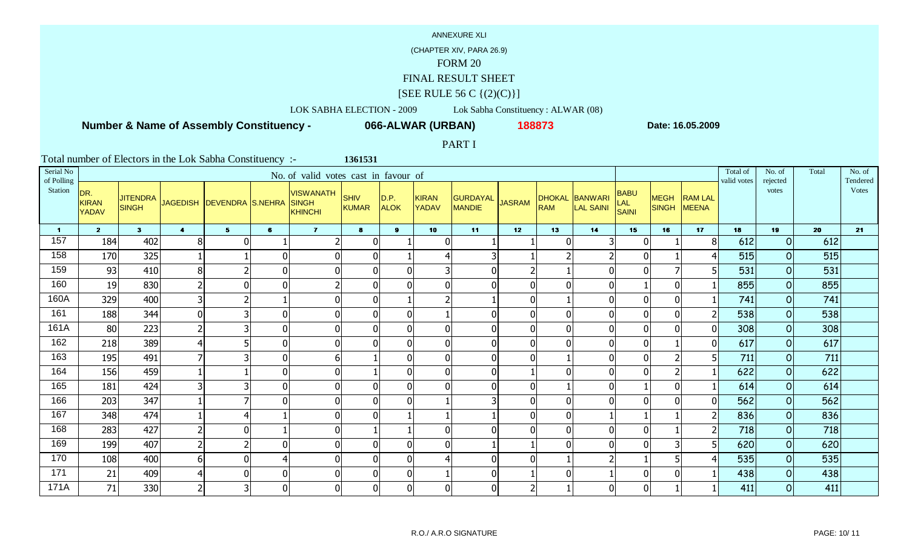ANNEXURE XLI

(CHAPTER XIV, PARA 26.9)

# FORM 20

## FINAL RESULT SHEET

[SEE RULE 56 C {(2)(C)}]

LOK SABHA ELECTION - 2009 Lok Sabha Constituency : ALWAR (08)

**Number & Name of Assembly Constituency - 066-ALWAR (URBAN) 188873** Date: 16.05.2009

PART I

Total number of Electors in the Lok Sabha Constituency :- 1361531

| Serial No of Polling Station | No. of valid votes cast in favour of | | | | | | | | | | | | | | | | Total of valid votes | No. of rejected votes | Total | No. of Tendered Votes |
|---|---|---|---|---|---|---|---|---|---|---|---|---|---|---|---|---|---|---|---|---|
| | DR. KIRAN YADAV | JITENDRA SINGH | JAGEDISH | DEVENDRA | S.NEHRA | VISWANATH SINGH KHINCHI | SHIV KUMAR | D.P. ALOK | KIRAN YADAV | GURDAYAL MANDIE | JASRAM | DHOKAL RAM | BANWARI LAL SAINI | BABU LAL SAINI | MEGH SINGH | RAM LAL MEENA | | | | |
| 1 | 2 | 3 | 4 | 5 | 6 | 7 | 8 | 9 | 10 | 11 | 12 | 13 | 14 | 15 | 16 | 17 | 18 | 19 | 20 | 21 |
| 157 | 184 | 402 | 8 | 0 | 1 | 2 | 0 | 1 | 0 | 1 | 1 | 0 | 3 | 0 | 1 | 8 | 612 | 0 | 612 | |
| 158 | 170 | 325 | 1 | 1 | 0 | 0 | 0 | 1 | 4 | 3 | 1 | 2 | 2 | 0 | 1 | 4 | 515 | 0 | 515 | |
| 159 | 93 | 410 | 8 | 2 | 0 | 0 | 0 | 0 | 3 | 0 | 2 | 1 | 0 | 0 | 7 | 5 | 531 | 0 | 531 | |
| 160 | 19 | 830 | 2 | 0 | 0 | 2 | 0 | 0 | 0 | 0 | 0 | 0 | 0 | 1 | 0 | 1 | 855 | 0 | 855 | |
| 160A | 329 | 400 | 3 | 2 | 1 | 0 | 0 | 1 | 2 | 1 | 0 | 1 | 0 | 0 | 0 | 1 | 741 | 0 | 741 | |
| 161 | 188 | 344 | 0 | 3 | 0 | 0 | 0 | 0 | 1 | 0 | 0 | 0 | 0 | 0 | 0 | 2 | 538 | 0 | 538 | |
| 161A | 80 | 223 | 2 | 3 | 0 | 0 | 0 | 0 | 0 | 0 | 0 | 0 | 0 | 0 | 0 | 0 | 308 | 0 | 308 | |
| 162 | 218 | 389 | 4 | 5 | 0 | 0 | 0 | 0 | 0 | 0 | 0 | 0 | 0 | 0 | 1 | 0 | 617 | 0 | 617 | |
| 163 | 195 | 491 | 7 | 3 | 0 | 6 | 1 | 0 | 0 | 0 | 0 | 1 | 0 | 0 | 2 | 5 | 711 | 0 | 711 | |
| 164 | 156 | 459 | 1 | 1 | 0 | 0 | 1 | 0 | 0 | 0 | 1 | 0 | 0 | 0 | 2 | 1 | 622 | 0 | 622 | |
| 165 | 181 | 424 | 3 | 3 | 0 | 0 | 0 | 0 | 0 | 0 | 0 | 1 | 0 | 1 | 0 | 1 | 614 | 0 | 614 | |
| 166 | 203 | 347 | 1 | 7 | 0 | 0 | 0 | 0 | 1 | 3 | 0 | 0 | 0 | 0 | 0 | 0 | 562 | 0 | 562 | |
| 167 | 348 | 474 | 1 | 4 | 1 | 0 | 0 | 1 | 1 | 1 | 0 | 0 | 1 | 1 | 1 | 2 | 836 | 0 | 836 | |
| 168 | 283 | 427 | 2 | 0 | 1 | 0 | 1 | 1 | 0 | 0 | 0 | 0 | 0 | 0 | 1 | 2 | 718 | 0 | 718 | |
| 169 | 199 | 407 | 2 | 2 | 0 | 0 | 0 | 0 | 0 | 1 | 1 | 0 | 0 | 0 | 3 | 5 | 620 | 0 | 620 | |
| 170 | 108 | 400 | 6 | 0 | 4 | 0 | 0 | 0 | 4 | 0 | 0 | 1 | 2 | 1 | 5 | 4 | 535 | 0 | 535 | |
| 171 | 21 | 409 | 4 | 0 | 0 | 0 | 0 | 0 | 1 | 0 | 1 | 0 | 1 | 0 | 0 | 1 | 438 | 0 | 438 | |
| 171A | 71 | 330 | 2 | 3 | 0 | 0 | 0 | 0 | 0 | 0 | 2 | 1 | 0 | 0 | 1 | 1 | 411 | 0 | 411 | |

R.O./ A.R.O SIGNATURE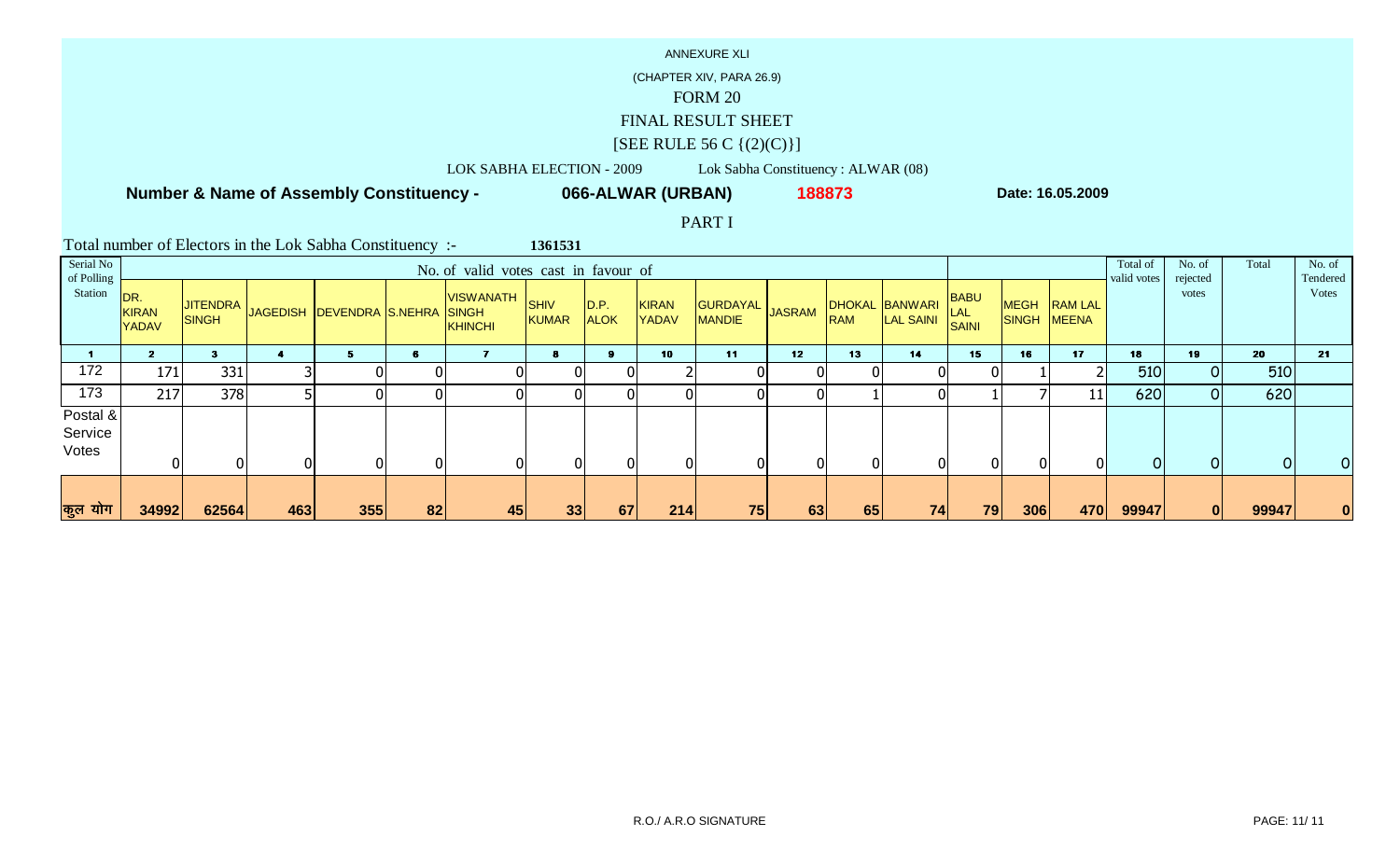ANNEXURE XLI

(CHAPTER XIV, PARA 26.9)

FORM 20

FINAL RESULT SHEET

[SEE RULE 56 C {(2)(C)}]

LOK SABHA ELECTION - 2009 Lok Sabha Constituency : ALWAR (08)

**Number & Name of Assembly Constituency - 066-ALWAR (URBAN) 188873 Date: 16.05.2009**

PART I

Total number of Electors in the Lok Sabha Constituency :- 1361531

| Serial No of Polling Station | No. of valid votes cast in favour of | | | | | | | | | | | | | | | | Total of valid votes | No. of rejected votes | Total | No. of Tendered Votes |
|---|---|---|---|---|---|---|---|---|---|---|---|---|---|---|---|---|---|---|---|---|
| | DR. KIRAN YADAV | JITENDRA SINGH | JAGEDISH | DEVENDRA | S.NEHRA | VISWANATH SINGH KHINCHI | SHIV KUMAR | D.P. ALOK | KIRAN YADAV | GURDAYAL MANDIE | JASRAM | DHOKAL RAM | BANWARI LAL SAINI | BABU LAL SAINI | MEGH SINGH | RAM LAL MEENA | | | | |
| 1 | 2 | 3 | 4 | 5 | 6 | 7 | 8 | 9 | 10 | 11 | 12 | 13 | 14 | 15 | 16 | 17 | 18 | 19 | 20 | 21 |
| 172 | 171 | 331 | 3 | 0 | 0 | 0 | 0 | 0 | 2 | 0 | 0 | 0 | 0 | 0 | 1 | 2 | 510 | 0 | 510 | |
| 173 | 217 | 378 | 5 | 0 | 0 | 0 | 0 | 0 | 0 | 0 | 0 | 1 | 0 | 1 | 7 | 11 | 620 | 0 | 620 | |
| Postal & Service Votes | 0 | 0 | 0 | 0 | 0 | 0 | 0 | 0 | 0 | 0 | 0 | 0 | 0 | 0 | 0 | 0 | 0 | 0 | 0 | 0 |
| कुल योग | 34992 | 62564 | 463 | 355 | 82 | 45 | 33 | 67 | 214 | 75 | 63 | 65 | 74 | 79 | 306 | 470 | 99947 | 0 | 99947 | 0 |

R.O./ A.R.O SIGNATURE